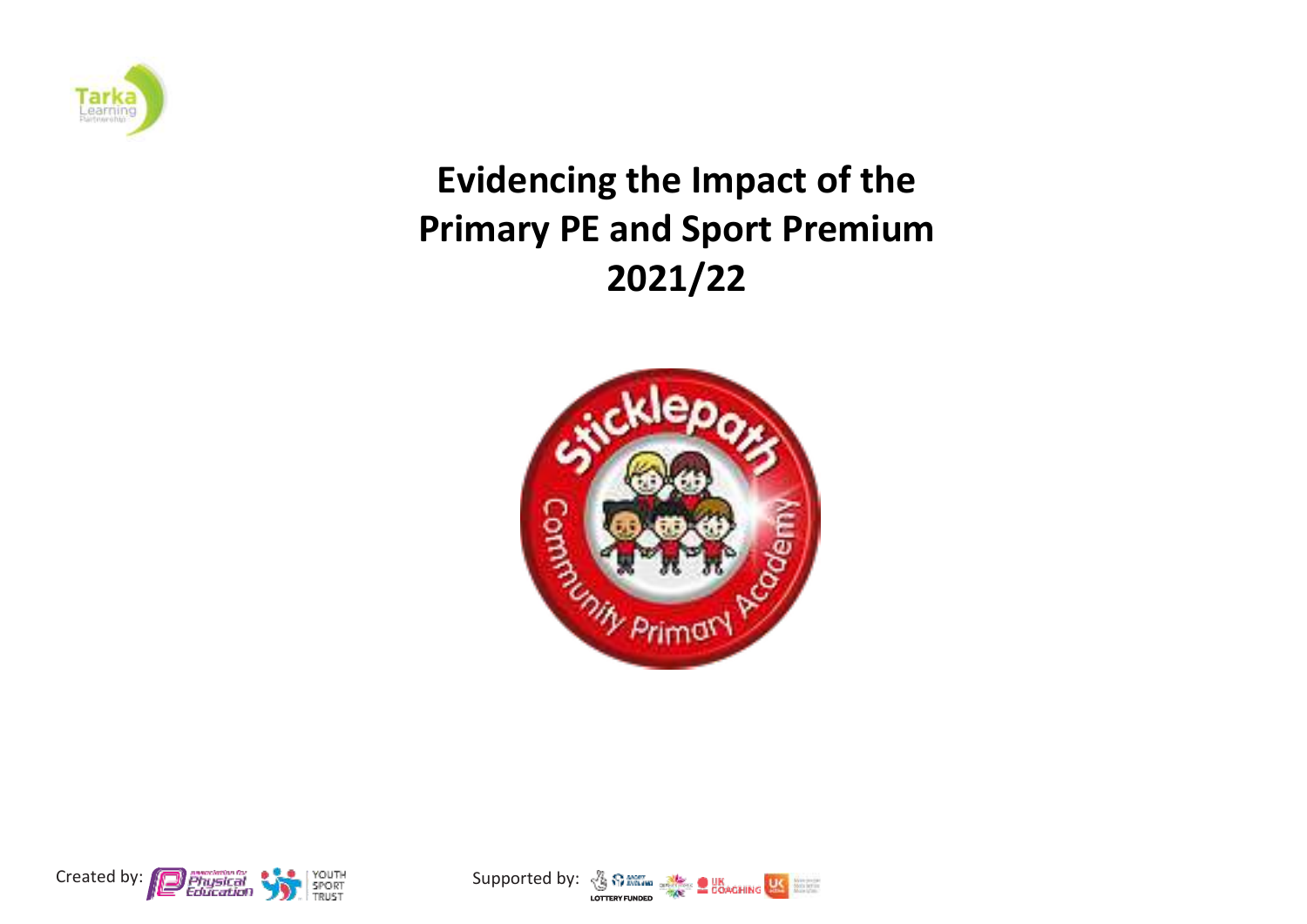# Evidencing the Impact of the Primary PE and Sport Premium 2021/22

Created by:

Supported by: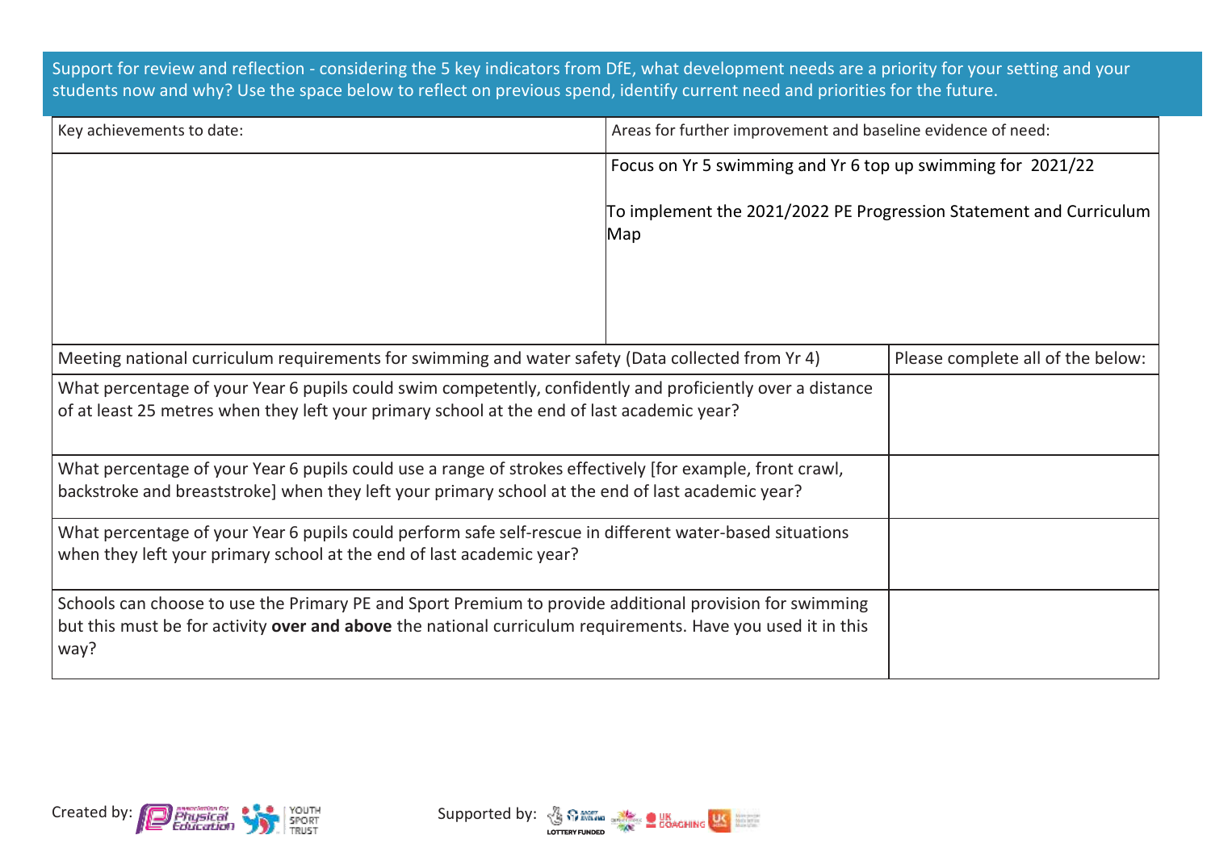Support for review and reflection - considering the 5 key indicators from DfE, what development needs are a priority for your setting and your students now and why? Use the space below to reflect on previous spend, identify current need and priorities for the future.

| Key achievements to date: | Areas for further improvement and baseline evidence of need: |
|---|---|
| | Focus on Yr 5 swimming and Yr 6 top up swimming for 2021/22<br><br>To implement the 2021/2022 PE Progression Statement and Curriculum Map |

| Meeting national curriculum requirements for swimming and water safety (Data collected from Yr 4) | Please complete all of the below: |
|---|---|
| What percentage of your Year 6 pupils could swim competently, confidently and proficiently over a distance of at least 25 metres when they left your primary school at the end of last academic year? | |
| What percentage of your Year 6 pupils could use a range of strokes effectively [for example, front crawl, backstroke and breaststroke] when they left your primary school at the end of last academic year? | |
| What percentage of your Year 6 pupils could perform safe self-rescue in different water-based situations when they left your primary school at the end of last academic year? | |
| Schools can choose to use the Primary PE and Sport Premium to provide additional provision for swimming but this must be for activity **over and above** the national curriculum requirements. Have you used it in this way? | |

Created by: Association for Physical Education, Youth Sport Trust

Supported by: Sport England (Lottery Funded), UK Coaching, UK Active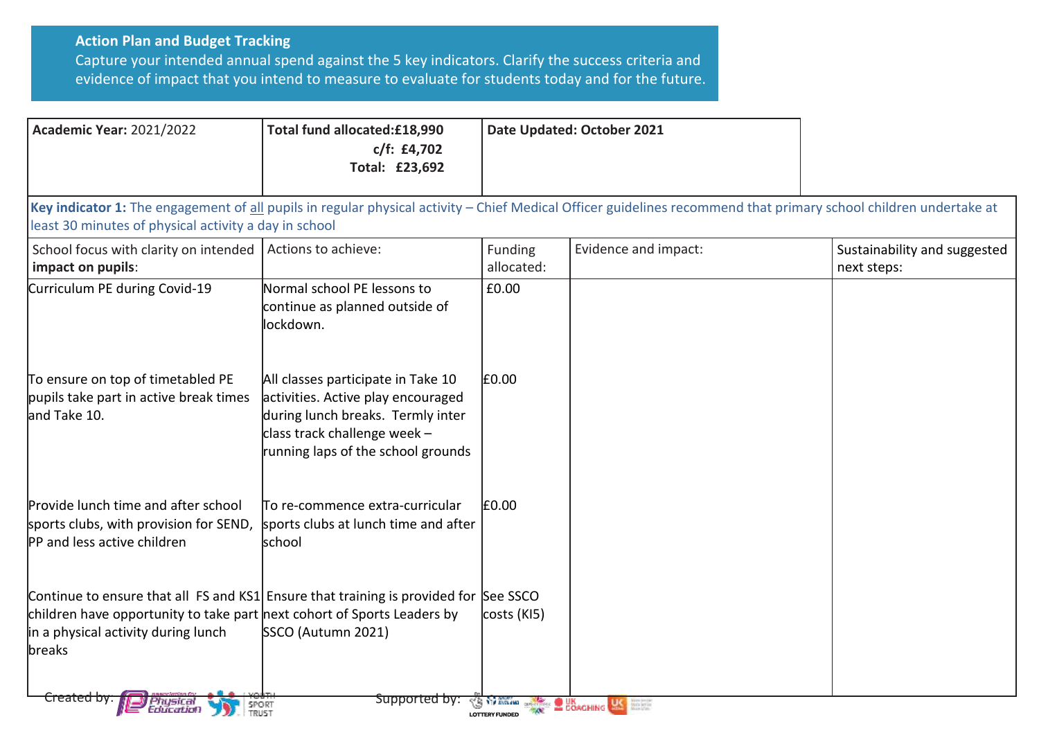**Action Plan and Budget Tracking**
Capture your intended annual spend against the 5 key indicators. Clarify the success criteria and evidence of impact that you intend to measure to evaluate for students today and for the future.

| **Academic Year:** 2021/2022 | **Total fund allocated:£18,990** **c/f: £4,702** **Total: £23,692** | **Date Updated: October 2021** |
|---|---|---|

| **Key indicator 1:** The engagement of all pupils in regular physical activity – Chief Medical Officer guidelines recommend that primary school children undertake at least 30 minutes of physical activity a day in school | | | | |
|---|---|---|---|---|
| School focus with clarity on intended **impact on pupils**: | Actions to achieve: | Funding allocated: | Evidence and impact: | Sustainability and suggested next steps: |
| Curriculum PE during Covid-19 | Normal school PE lessons to continue as planned outside of lockdown. | £0.00 | | |
| To ensure on top of timetabled PE pupils take part in active break times and Take 10. | All classes participate in Take 10 activities. Active play encouraged during lunch breaks. Termly inter class track challenge week – running laps of the school grounds | £0.00 | | |
| Provide lunch time and after school sports clubs, with provision for SEND, PP and less active children | To re-commence extra-curricular sports clubs at lunch time and after school | £0.00 | | |
| Continue to ensure that all FS and KS1 children have opportunity to take part in a physical activity during lunch breaks | Ensure that training is provided for next cohort of Sports Leaders by SSCO (Autumn 2021) | See SSCO costs (KI5) | | |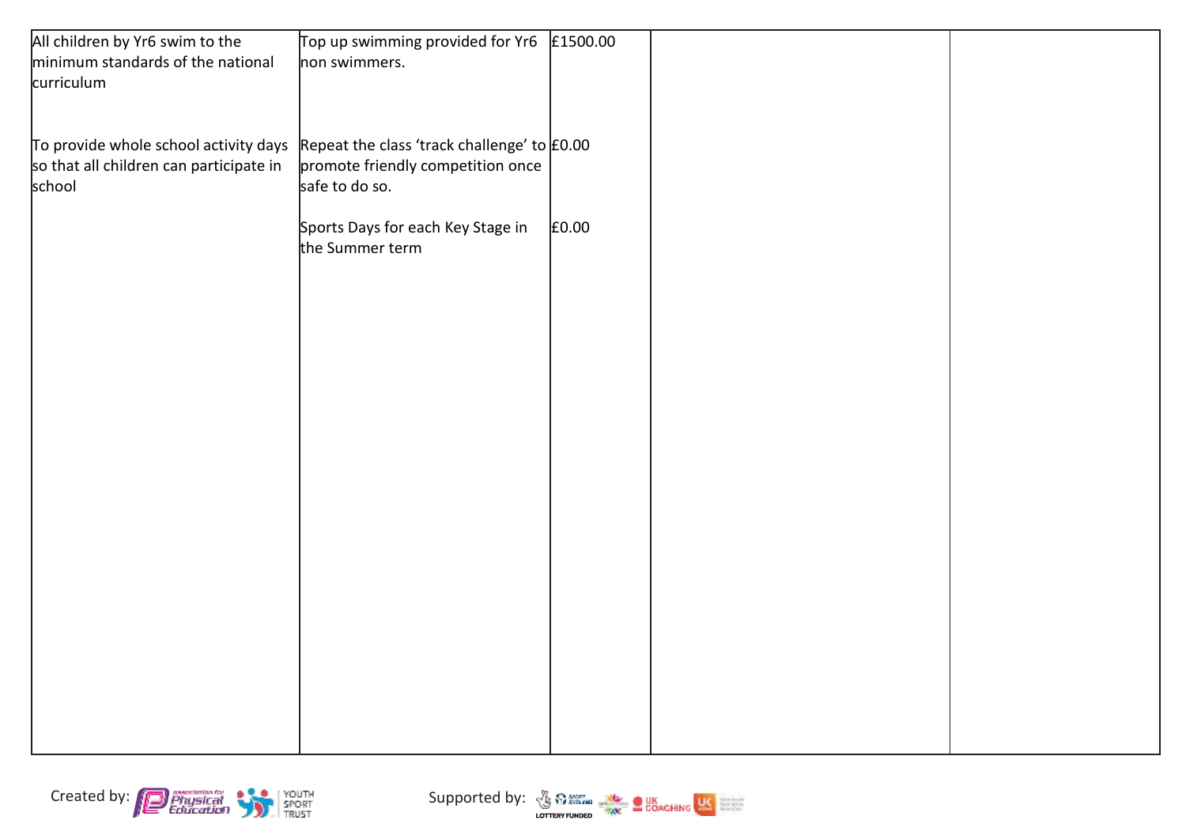| | | | | |
|---|---|---|---|---|
| All children by Yr6 swim to the minimum standards of the national curriculum | Top up swimming provided for Yr6 non swimmers. | £1500.00 | | |
| To provide whole school activity days so that all children can participate in school | Repeat the class 'track challenge' to promote friendly competition once safe to do so. | £0.00 | | |
| | Sports Days for each Key Stage in the Summer term | £0.00 | | |

Created by: Association for Physical Education, Youth Sport Trust

Supported by: Sport England (Lottery Funded), UK Coaching, UK Active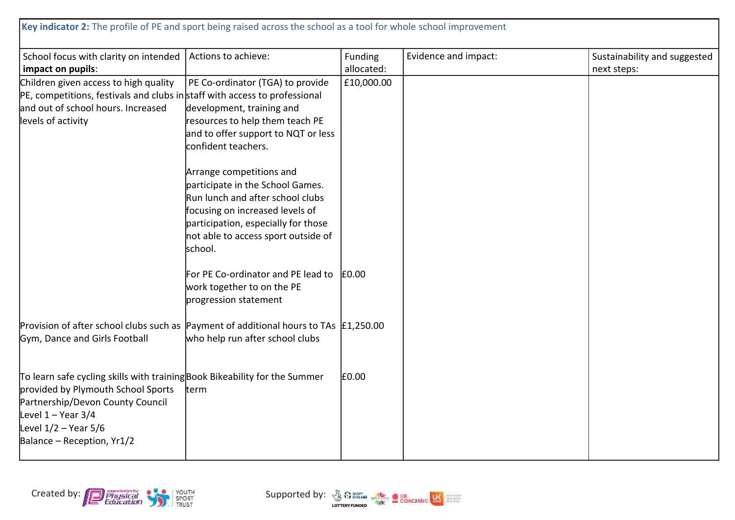| Key indicator 2: The profile of PE and sport being raised across the school as a tool for whole school improvement | | | | |
|---|---|---|---|---|
| School focus with clarity on intended **impact on pupils**: | Actions to achieve: | Funding allocated: | Evidence and impact: | Sustainability and suggested next steps: |
| Children given access to high quality PE, competitions, festivals and clubs in and out of school hours. Increased levels of activity | PE Co-ordinator (TGA) to provide staff with access to professional development, training and resources to help them teach PE and to offer support to NQT or less confident teachers.<br><br>Arrange competitions and participate in the School Games. Run lunch and after school clubs focusing on increased levels of participation, especially for those not able to access sport outside of school. | £10,000.00 | | |
| | For PE Co-ordinator and PE lead to work together to on the PE progression statement | £0.00 | | |
| Provision of after school clubs such as Gym, Dance and Girls Football | Payment of additional hours to TAs who help run after school clubs | £1,250.00 | | |
| To learn safe cycling skills with training provided by Plymouth School Sports Partnership/Devon County Council<br>Level 1 – Year 3/4<br>Level 1/2 – Year 5/6<br>Balance – Reception, Yr1/2 | Book Bikeability for the Summer term | £0.00 | | |

Created by: Association for Physical Education, Youth Sport Trust

Supported by: Sport England, Lottery Funded, UK Coaching, UK Active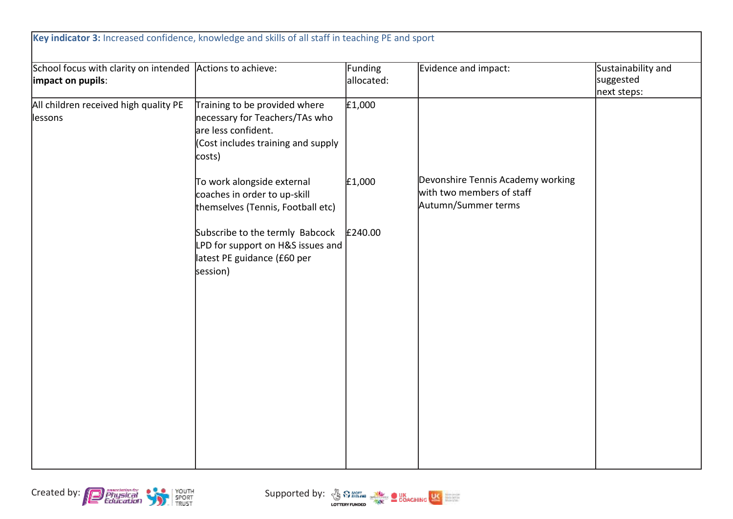| **Key indicator 3:** Increased confidence, knowledge and skills of all staff in teaching PE and sport | | | | |
|---|---|---|---|---|
| School focus with clarity on intended **impact on pupils**: | Actions to achieve: | Funding allocated: | Evidence and impact: | Sustainability and suggested next steps: |
| All children received high quality PE lessons | Training to be provided where necessary for Teachers/TAs who are less confident. (Cost includes training and supply costs) | £1,000 | | |
| | To work alongside external coaches in order to up-skill themselves (Tennis, Football etc) | £1,000 | Devonshire Tennis Academy working with two members of staff Autumn/Summer terms | |
| | Subscribe to the termly Babcock LPD for support on H&S issues and latest PE guidance (£60 per session) | £240.00 | | |

Created by: Association for Physical Education, Youth Sport Trust

Supported by: Sport England (Lottery Funded), UK Coaching, UK Active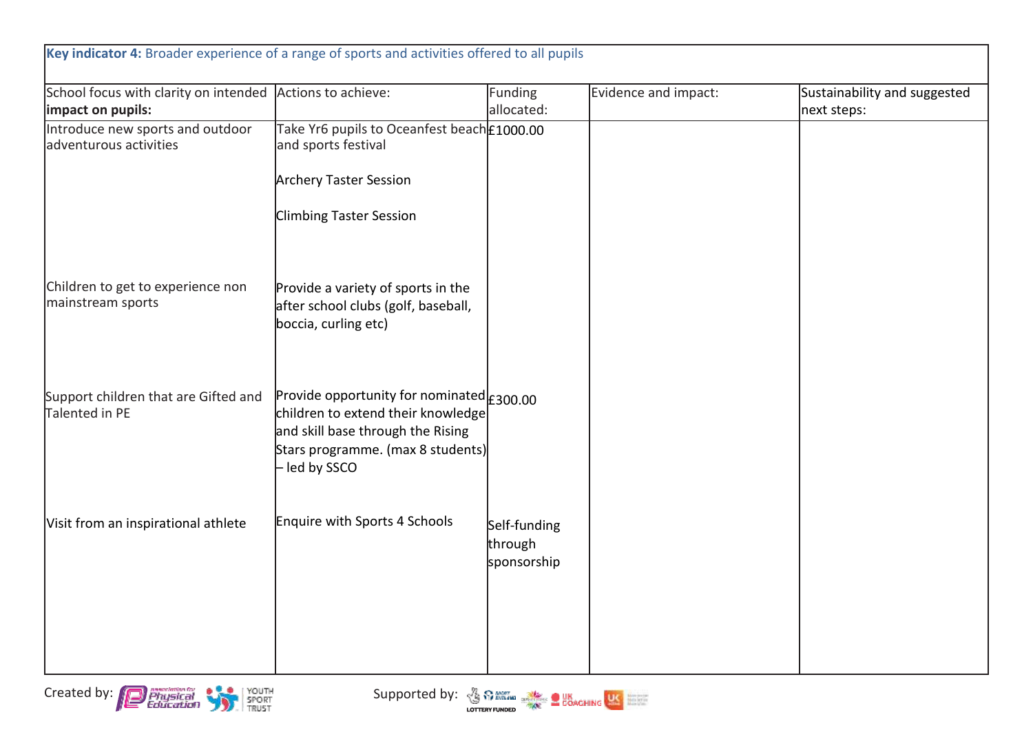| **Key indicator 4:** Broader experience of a range of sports and activities offered to all pupils | | | | |
|---|---|---|---|---|
| School focus with clarity on intended **impact on pupils:** | Actions to achieve: | Funding allocated: | Evidence and impact: | Sustainability and suggested next steps: |
| Introduce new sports and outdoor adventurous activities | Take Yr6 pupils to Oceanfest beach and sports festival<br><br>Archery Taster Session<br><br>Climbing Taster Session | £1000.00 | | |
| Children to get to experience non mainstream sports | Provide a variety of sports in the after school clubs (golf, baseball, boccia, curling etc) | | | |
| Support children that are Gifted and Talented in PE | Provide opportunity for nominated children to extend their knowledge and skill base through the Rising Stars programme. (max 8 students) – led by SSCO | £300.00 | | |
| Visit from an inspirational athlete | Enquire with Sports 4 Schools | Self-funding through sponsorship | | |

Created by: Association for Physical Education, Youth Sport Trust

Supported by: Sport England, Lottery Funded, UK Coaching, UK Active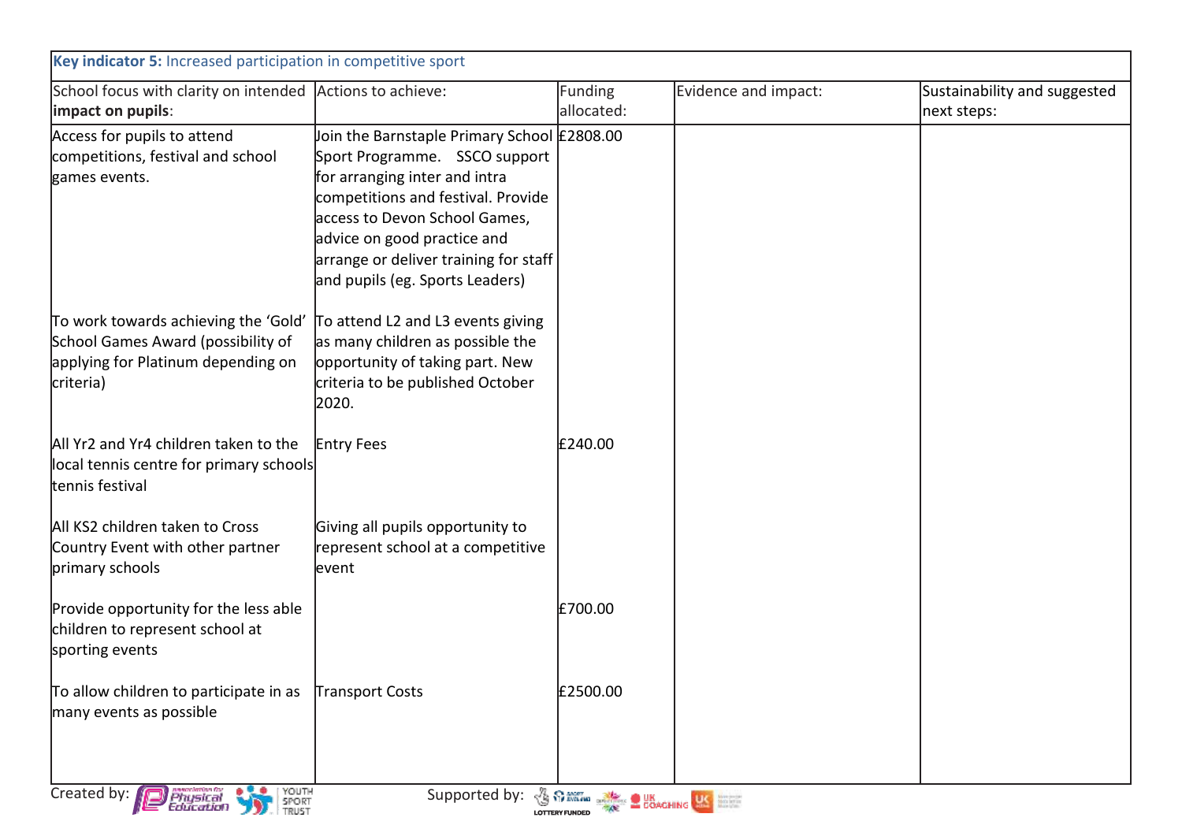| **Key indicator 5:** Increased participation in competitive sport | | | | |
|---|---|---|---|---|
| School focus with clarity on intended **impact on pupils**: | Actions to achieve: | Funding allocated: | Evidence and impact: | Sustainability and suggested next steps: |
| Access for pupils to attend competitions, festival and school games events. | Join the Barnstaple Primary School Sport Programme. SSCO support for arranging inter and intra competitions and festival. Provide access to Devon School Games, advice on good practice and arrange or deliver training for staff and pupils (eg. Sports Leaders) | £2808.00 | | |
| To work towards achieving the 'Gold' School Games Award (possibility of applying for Platinum depending on criteria) | To attend L2 and L3 events giving as many children as possible the opportunity of taking part. New criteria to be published October 2020. | | | |
| All Yr2 and Yr4 children taken to the local tennis centre for primary schools tennis festival | Entry Fees | £240.00 | | |
| All KS2 children taken to Cross Country Event with other partner primary schools | Giving all pupils opportunity to represent school at a competitive event | | | |
| Provide opportunity for the less able children to represent school at sporting events | | £700.00 | | |
| To allow children to participate in as many events as possible | Transport Costs | £2500.00 | | |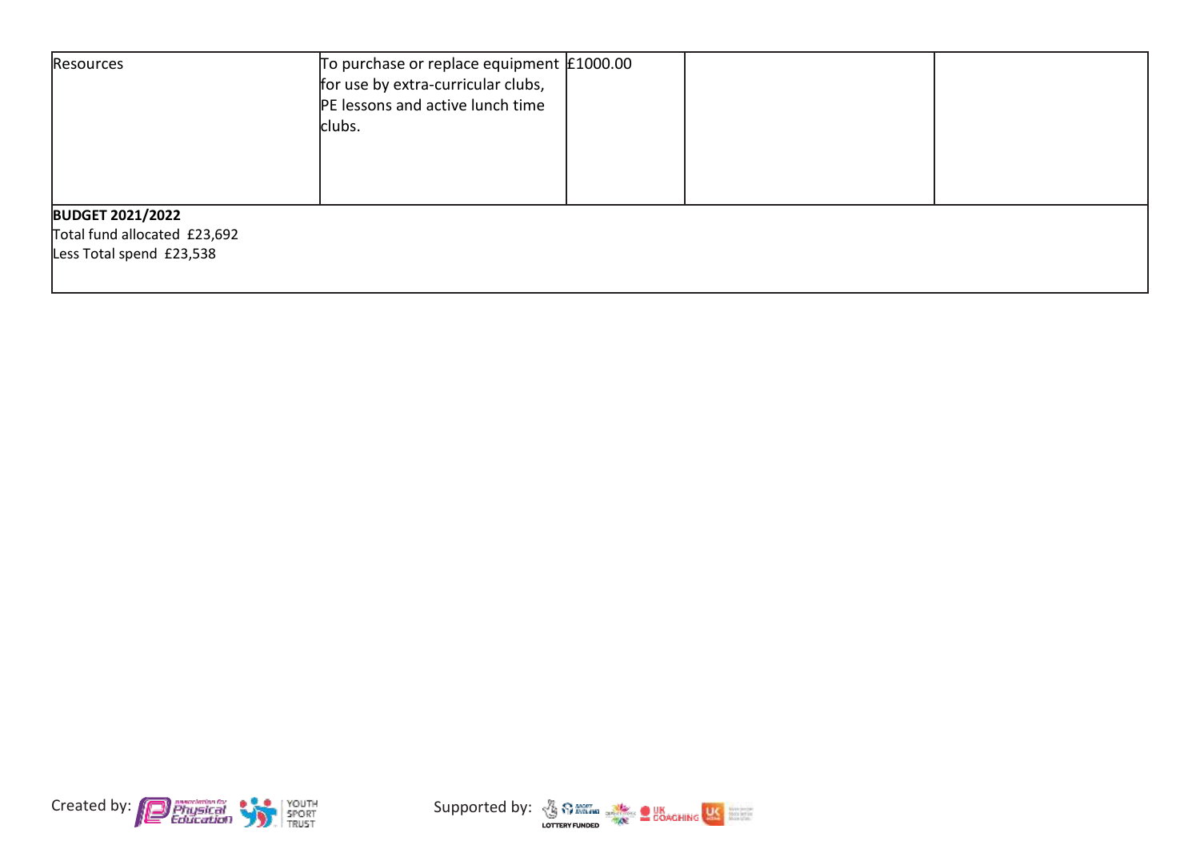| | | | | |
|---|---|---|---|---|
| Resources | To purchase or replace equipment for use by extra-curricular clubs, PE lessons and active lunch time clubs. | £1000.00 | | |

**BUDGET 2021/2022**
Total fund allocated £23,692
Less Total spend £23,538